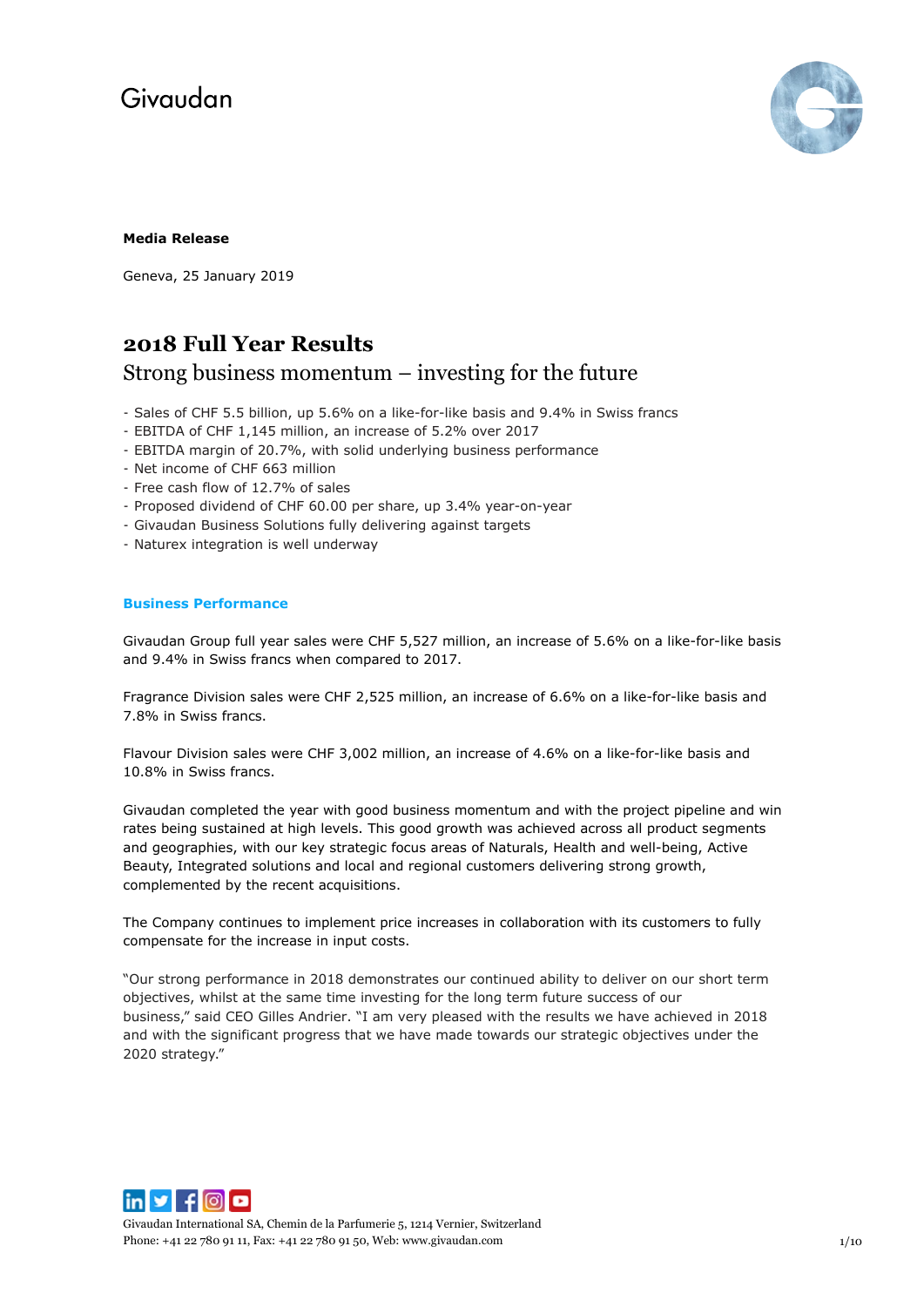Givaudan

**Media Release**

Geneva, 25 January 2019

# 2018 Full Year Results

## Strong business momentum – investing for the future

- Sales of CHF 5.5 billion, up 5.6% on a like-for-like basis and 9.4% in Swiss francs
- EBITDA of CHF 1,145 million, an increase of 5.2% over 2017
- EBITDA margin of 20.7%, with solid underlying business performance
- Net income of CHF 663 million
- Free cash flow of 12.7% of sales
- Proposed dividend of CHF 60.00 per share, up 3.4% year-on-year
- Givaudan Business Solutions fully delivering against targets
- Naturex integration is well underway

### Business Performance

Givaudan Group full year sales were CHF 5,527 million, an increase of 5.6% on a like-for-like basis and 9.4% in Swiss francs when compared to 2017.

Fragrance Division sales were CHF 2,525 million, an increase of 6.6% on a like-for-like basis and 7.8% in Swiss francs.

Flavour Division sales were CHF 3,002 million, an increase of 4.6% on a like-for-like basis and 10.8% in Swiss francs.

Givaudan completed the year with good business momentum and with the project pipeline and win rates being sustained at high levels. This good growth was achieved across all product segments and geographies, with our key strategic focus areas of Naturals, Health and well-being, Active Beauty, Integrated solutions and local and regional customers delivering strong growth, complemented by the recent acquisitions.

The Company continues to implement price increases in collaboration with its customers to fully compensate for the increase in input costs.

"Our strong performance in 2018 demonstrates our continued ability to deliver on our short term objectives, whilst at the same time investing for the long term future success of our business," said CEO Gilles Andrier. "I am very pleased with the results we have achieved in 2018 and with the significant progress that we have made towards our strategic objectives under the 2020 strategy."

Givaudan International SA, Chemin de la Parfumerie 5, 1214 Vernier, Switzerland
Phone: +41 22 780 91 11, Fax: +41 22 780 91 50, Web: www.givaudan.com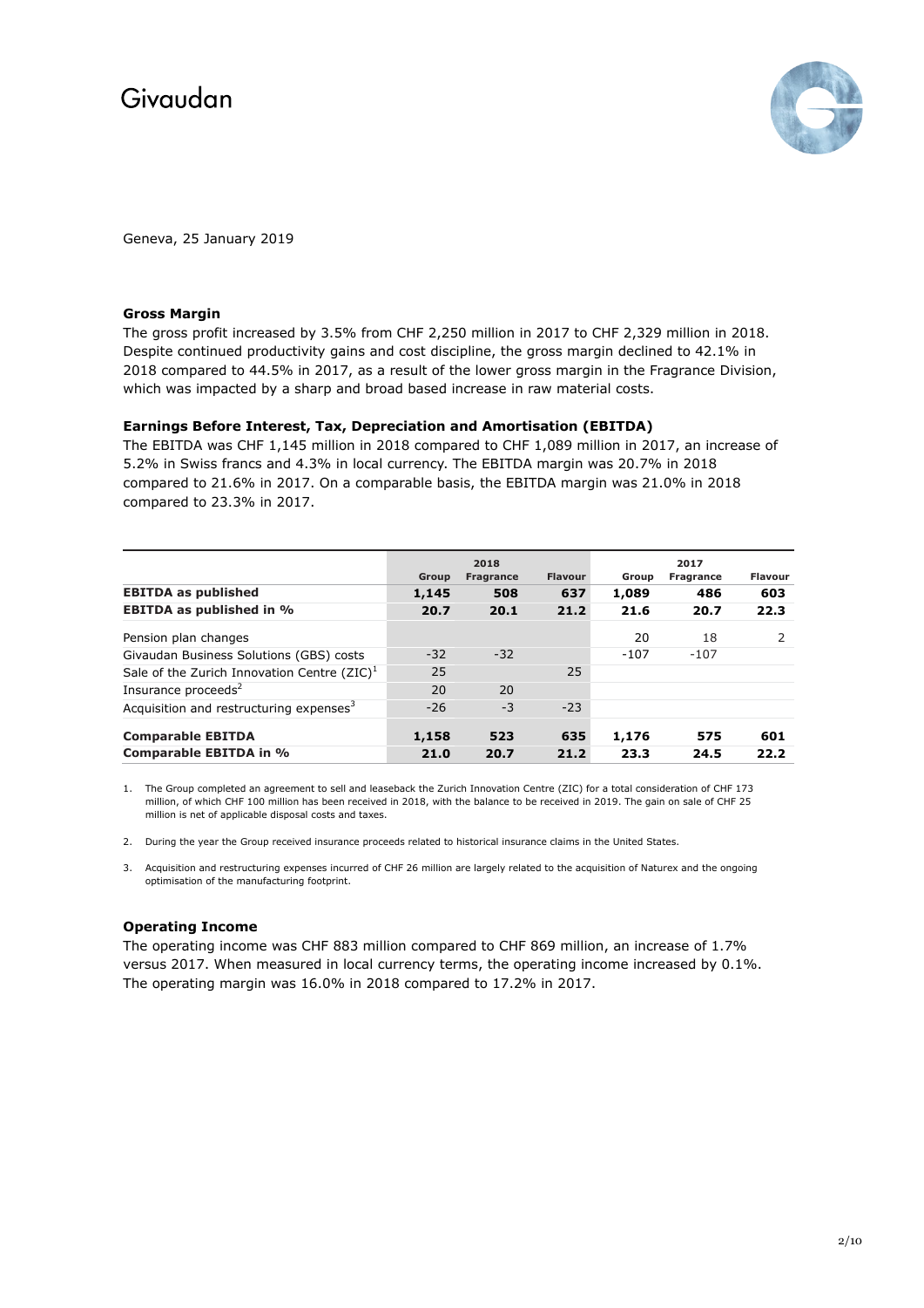Givaudan

Geneva, 25 January 2019

### Gross Margin

The gross profit increased by 3.5% from CHF 2,250 million in 2017 to CHF 2,329 million in 2018. Despite continued productivity gains and cost discipline, the gross margin declined to 42.1% in 2018 compared to 44.5% in 2017, as a result of the lower gross margin in the Fragrance Division, which was impacted by a sharp and broad based increase in raw material costs.

### Earnings Before Interest, Tax, Depreciation and Amortisation (EBITDA)

The EBITDA was CHF 1,145 million in 2018 compared to CHF 1,089 million in 2017, an increase of 5.2% in Swiss francs and 4.3% in local currency. The EBITDA margin was 20.7% in 2018 compared to 21.6% in 2017. On a comparable basis, the EBITDA margin was 21.0% in 2018 compared to 23.3% in 2017.

| | 2018 | | | 2017 | | |
|---|---|---|---|---|---|---|
| | Group | Fragrance | Flavour | Group | Fragrance | Flavour |
| **EBITDA as published** | **1,145** | **508** | **637** | **1,089** | **486** | **603** |
| **EBITDA as published in %** | **20.7** | **20.1** | **21.2** | **21.6** | **20.7** | **22.3** |
| Pension plan changes | | | | 20 | 18 | 2 |
| Givaudan Business Solutions (GBS) costs | -32 | -32 | | -107 | -107 | |
| Sale of the Zurich Innovation Centre (ZIC)[1] | 25 | | 25 | | | |
| Insurance proceeds[2] | 20 | 20 | | | | |
| Acquisition and restructuring expenses[3] | -26 | -3 | -23 | | | |
| **Comparable EBITDA** | **1,158** | **523** | **635** | **1,176** | **575** | **601** |
| **Comparable EBITDA in %** | **21.0** | **20.7** | **21.2** | **23.3** | **24.5** | **22.2** |

1. The Group completed an agreement to sell and leaseback the Zurich Innovation Centre (ZIC) for a total consideration of CHF 173 million, of which CHF 100 million has been received in 2018, with the balance to be received in 2019. The gain on sale of CHF 25 million is net of applicable disposal costs and taxes.

2. During the year the Group received insurance proceeds related to historical insurance claims in the United States.

3. Acquisition and restructuring expenses incurred of CHF 26 million are largely related to the acquisition of Naturex and the ongoing optimisation of the manufacturing footprint.

### Operating Income

The operating income was CHF 883 million compared to CHF 869 million, an increase of 1.7% versus 2017. When measured in local currency terms, the operating income increased by 0.1%. The operating margin was 16.0% in 2018 compared to 17.2% in 2017.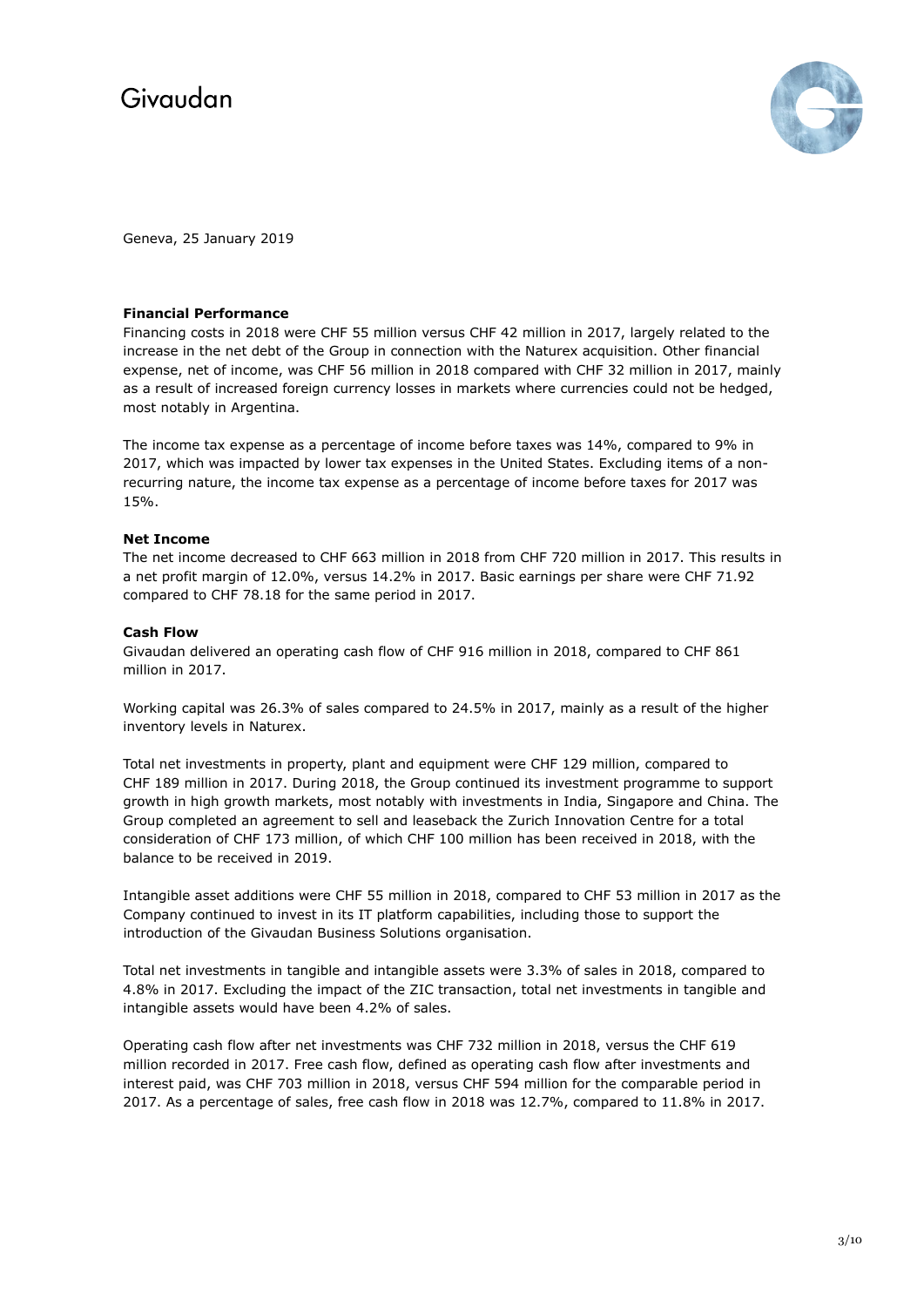Geneva, 25 January 2019

**Financial Performance**

Financing costs in 2018 were CHF 55 million versus CHF 42 million in 2017, largely related to the increase in the net debt of the Group in connection with the Naturex acquisition. Other financial expense, net of income, was CHF 56 million in 2018 compared with CHF 32 million in 2017, mainly as a result of increased foreign currency losses in markets where currencies could not be hedged, most notably in Argentina.

The income tax expense as a percentage of income before taxes was 14%, compared to 9% in 2017, which was impacted by lower tax expenses in the United States. Excluding items of a non-recurring nature, the income tax expense as a percentage of income before taxes for 2017 was 15%.

**Net Income**

The net income decreased to CHF 663 million in 2018 from CHF 720 million in 2017. This results in a net profit margin of 12.0%, versus 14.2% in 2017. Basic earnings per share were CHF 71.92 compared to CHF 78.18 for the same period in 2017.

**Cash Flow**

Givaudan delivered an operating cash flow of CHF 916 million in 2018, compared to CHF 861 million in 2017.

Working capital was 26.3% of sales compared to 24.5% in 2017, mainly as a result of the higher inventory levels in Naturex.

Total net investments in property, plant and equipment were CHF 129 million, compared to CHF 189 million in 2017. During 2018, the Group continued its investment programme to support growth in high growth markets, most notably with investments in India, Singapore and China. The Group completed an agreement to sell and leaseback the Zurich Innovation Centre for a total consideration of CHF 173 million, of which CHF 100 million has been received in 2018, with the balance to be received in 2019.

Intangible asset additions were CHF 55 million in 2018, compared to CHF 53 million in 2017 as the Company continued to invest in its IT platform capabilities, including those to support the introduction of the Givaudan Business Solutions organisation.

Total net investments in tangible and intangible assets were 3.3% of sales in 2018, compared to 4.8% in 2017. Excluding the impact of the ZIC transaction, total net investments in tangible and intangible assets would have been 4.2% of sales.

Operating cash flow after net investments was CHF 732 million in 2018, versus the CHF 619 million recorded in 2017. Free cash flow, defined as operating cash flow after investments and interest paid, was CHF 703 million in 2018, versus CHF 594 million for the comparable period in 2017. As a percentage of sales, free cash flow in 2018 was 12.7%, compared to 11.8% in 2017.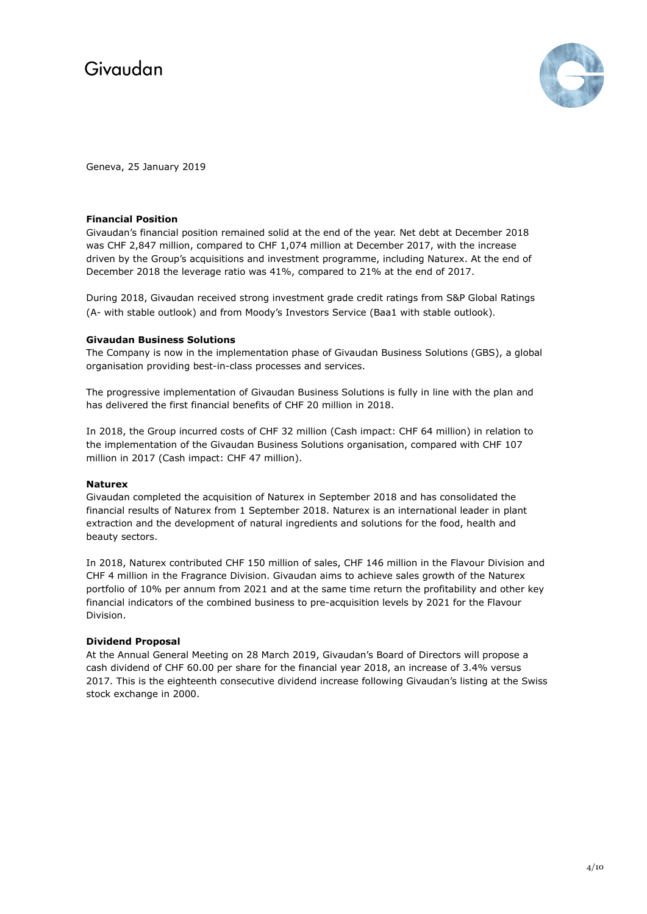Geneva, 25 January 2019

**Financial Position**

Givaudan's financial position remained solid at the end of the year. Net debt at December 2018 was CHF 2,847 million, compared to CHF 1,074 million at December 2017, with the increase driven by the Group's acquisitions and investment programme, including Naturex. At the end of December 2018 the leverage ratio was 41%, compared to 21% at the end of 2017.

During 2018, Givaudan received strong investment grade credit ratings from S&P Global Ratings (A- with stable outlook) and from Moody's Investors Service (Baa1 with stable outlook).

**Givaudan Business Solutions**

The Company is now in the implementation phase of Givaudan Business Solutions (GBS), a global organisation providing best-in-class processes and services.

The progressive implementation of Givaudan Business Solutions is fully in line with the plan and has delivered the first financial benefits of CHF 20 million in 2018.

In 2018, the Group incurred costs of CHF 32 million (Cash impact: CHF 64 million) in relation to the implementation of the Givaudan Business Solutions organisation, compared with CHF 107 million in 2017 (Cash impact: CHF 47 million).

**Naturex**

Givaudan completed the acquisition of Naturex in September 2018 and has consolidated the financial results of Naturex from 1 September 2018. Naturex is an international leader in plant extraction and the development of natural ingredients and solutions for the food, health and beauty sectors.

In 2018, Naturex contributed CHF 150 million of sales, CHF 146 million in the Flavour Division and CHF 4 million in the Fragrance Division. Givaudan aims to achieve sales growth of the Naturex portfolio of 10% per annum from 2021 and at the same time return the profitability and other key financial indicators of the combined business to pre-acquisition levels by 2021 for the Flavour Division.

**Dividend Proposal**

At the Annual General Meeting on 28 March 2019, Givaudan's Board of Directors will propose a cash dividend of CHF 60.00 per share for the financial year 2018, an increase of 3.4% versus 2017. This is the eighteenth consecutive dividend increase following Givaudan's listing at the Swiss stock exchange in 2000.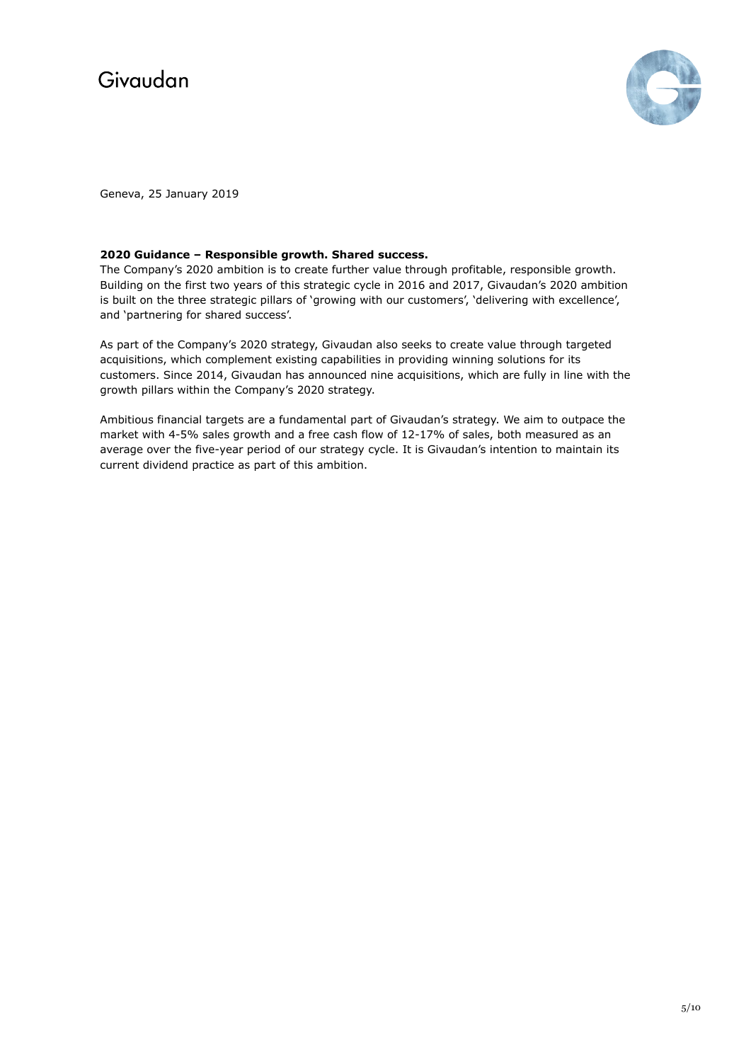Geneva, 25 January 2019

**2020 Guidance – Responsible growth. Shared success.**

The Company's 2020 ambition is to create further value through profitable, responsible growth. Building on the first two years of this strategic cycle in 2016 and 2017, Givaudan's 2020 ambition is built on the three strategic pillars of 'growing with our customers', 'delivering with excellence', and 'partnering for shared success'.

As part of the Company's 2020 strategy, Givaudan also seeks to create value through targeted acquisitions, which complement existing capabilities in providing winning solutions for its customers. Since 2014, Givaudan has announced nine acquisitions, which are fully in line with the growth pillars within the Company's 2020 strategy.

Ambitious financial targets are a fundamental part of Givaudan's strategy. We aim to outpace the market with 4-5% sales growth and a free cash flow of 12-17% of sales, both measured as an average over the five-year period of our strategy cycle. It is Givaudan's intention to maintain its current dividend practice as part of this ambition.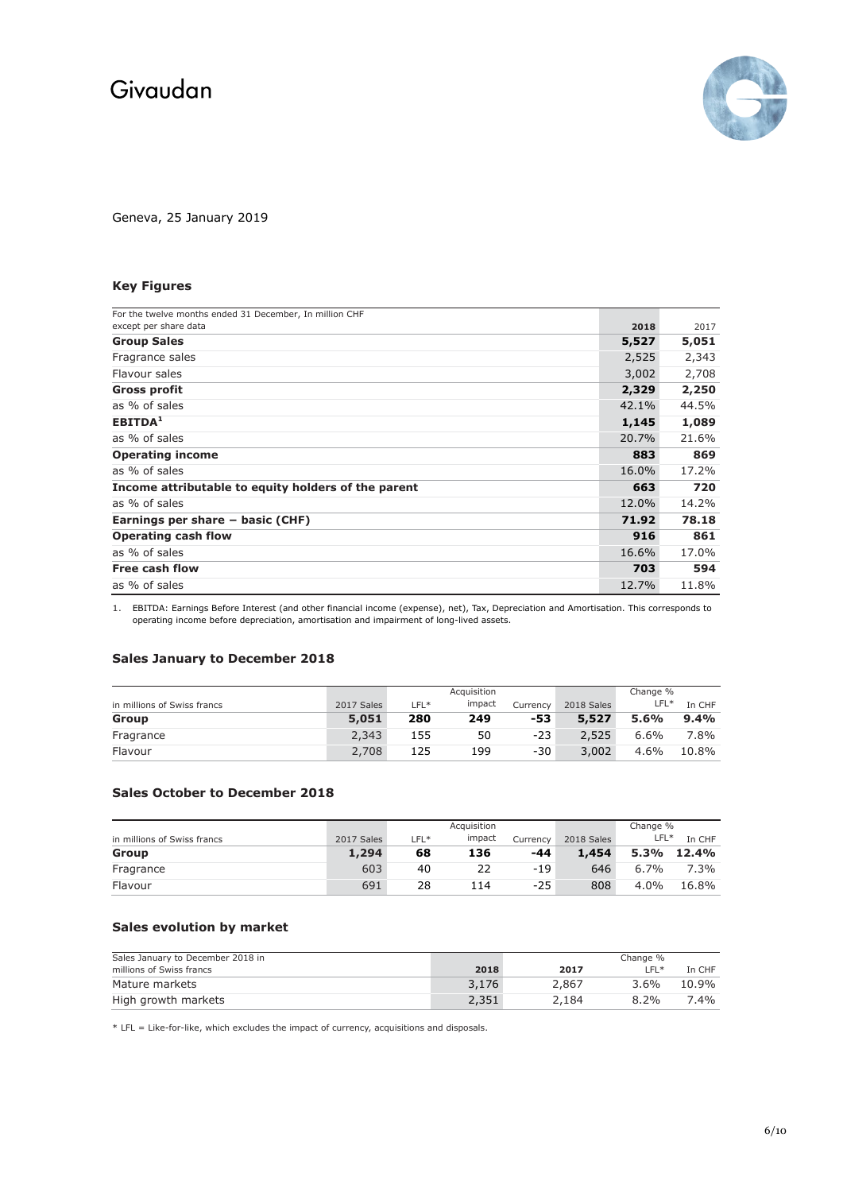Givaudan

Geneva, 25 January 2019

## Key Figures

| For the twelve months ended 31 December, In million CHF except per share data | 2018 | 2017 |
|---|---|---|
| **Group Sales** | **5,527** | **5,051** |
| Fragrance sales | 2,525 | 2,343 |
| Flavour sales | 3,002 | 2,708 |
| **Gross profit** | **2,329** | **2,250** |
| as % of sales | 42.1% | 44.5% |
| **EBITDA**[1] | **1,145** | **1,089** |
| as % of sales | 20.7% | 21.6% |
| **Operating income** | **883** | **869** |
| as % of sales | 16.0% | 17.2% |
| **Income attributable to equity holders of the parent** | **663** | **720** |
| as % of sales | 12.0% | 14.2% |
| **Earnings per share – basic (CHF)** | **71.92** | **78.18** |
| **Operating cash flow** | **916** | **861** |
| as % of sales | 16.6% | 17.0% |
| **Free cash flow** | **703** | **594** |
| as % of sales | 12.7% | 11.8% |

1. EBITDA: Earnings Before Interest (and other financial income (expense), net), Tax, Depreciation and Amortisation. This corresponds to operating income before depreciation, amortisation and impairment of long-lived assets.

## Sales January to December 2018

| in millions of Swiss francs | 2017 Sales | LFL* | Acquisition impact | Currency | 2018 Sales | Change % LFL* | Change % In CHF |
|---|---|---|---|---|---|---|---|
| **Group** | **5,051** | **280** | **249** | **-53** | **5,527** | **5.6%** | **9.4%** |
| Fragrance | 2,343 | 155 | 50 | -23 | 2,525 | 6.6% | 7.8% |
| Flavour | 2,708 | 125 | 199 | -30 | 3,002 | 4.6% | 10.8% |

## Sales October to December 2018

| in millions of Swiss francs | 2017 Sales | LFL* | Acquisition impact | Currency | 2018 Sales | Change % LFL* | Change % In CHF |
|---|---|---|---|---|---|---|---|
| **Group** | **1,294** | **68** | **136** | **-44** | **1,454** | **5.3%** | **12.4%** |
| Fragrance | 603 | 40 | 22 | -19 | 646 | 6.7% | 7.3% |
| Flavour | 691 | 28 | 114 | -25 | 808 | 4.0% | 16.8% |

## Sales evolution by market

| Sales January to December 2018 in millions of Swiss francs | 2018 | 2017 | Change % LFL* | Change % In CHF |
|---|---|---|---|---|
| Mature markets | 3,176 | 2,867 | 3.6% | 10.9% |
| High growth markets | 2,351 | 2,184 | 8.2% | 7.4% |

* LFL = Like-for-like, which excludes the impact of currency, acquisitions and disposals.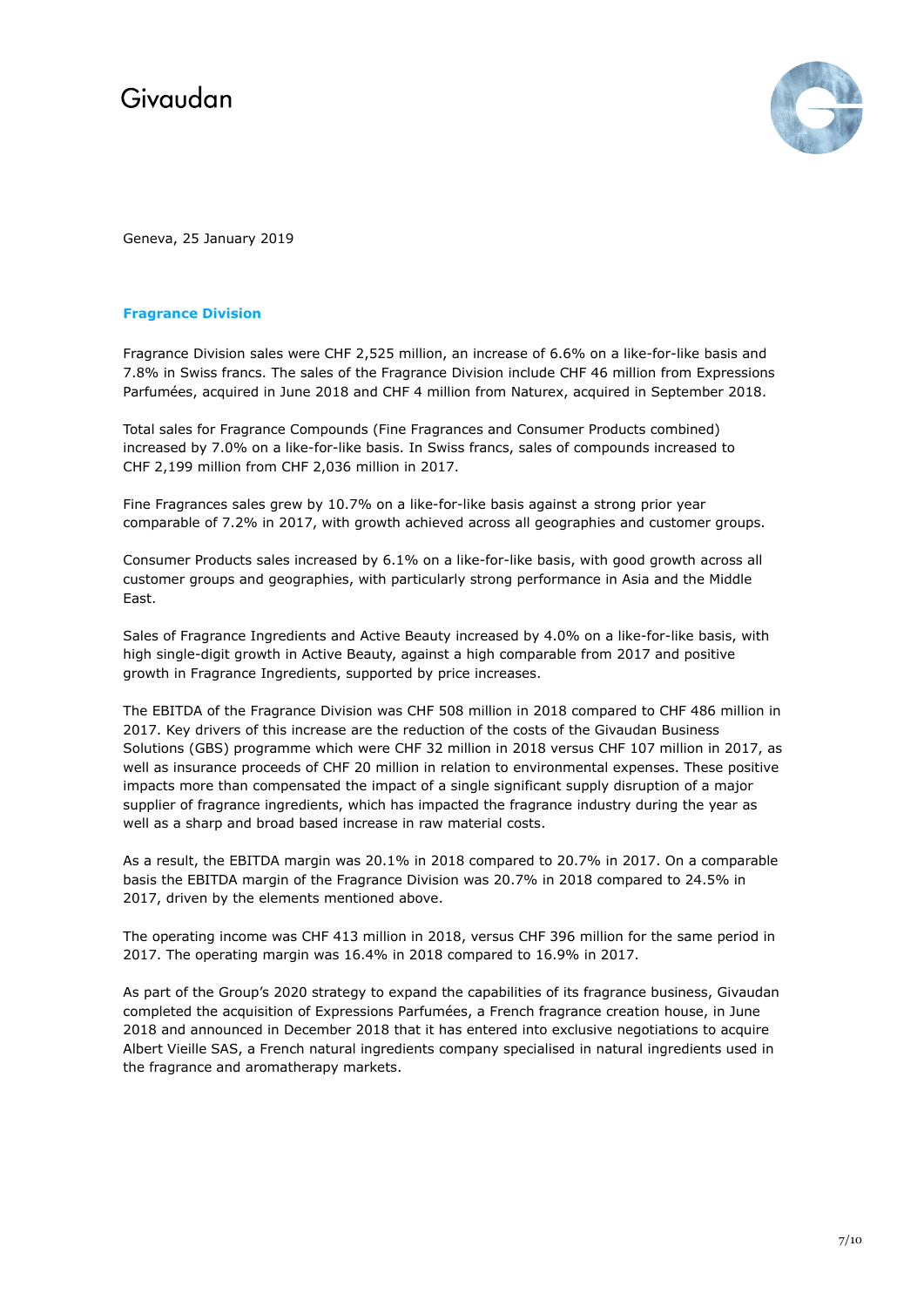Geneva, 25 January 2019

## Fragrance Division

Fragrance Division sales were CHF 2,525 million, an increase of 6.6% on a like-for-like basis and 7.8% in Swiss francs. The sales of the Fragrance Division include CHF 46 million from Expressions Parfumées, acquired in June 2018 and CHF 4 million from Naturex, acquired in September 2018.

Total sales for Fragrance Compounds (Fine Fragrances and Consumer Products combined) increased by 7.0% on a like-for-like basis. In Swiss francs, sales of compounds increased to CHF 2,199 million from CHF 2,036 million in 2017.

Fine Fragrances sales grew by 10.7% on a like-for-like basis against a strong prior year comparable of 7.2% in 2017, with growth achieved across all geographies and customer groups.

Consumer Products sales increased by 6.1% on a like-for-like basis, with good growth across all customer groups and geographies, with particularly strong performance in Asia and the Middle East.

Sales of Fragrance Ingredients and Active Beauty increased by 4.0% on a like-for-like basis, with high single-digit growth in Active Beauty, against a high comparable from 2017 and positive growth in Fragrance Ingredients, supported by price increases.

The EBITDA of the Fragrance Division was CHF 508 million in 2018 compared to CHF 486 million in 2017. Key drivers of this increase are the reduction of the costs of the Givaudan Business Solutions (GBS) programme which were CHF 32 million in 2018 versus CHF 107 million in 2017, as well as insurance proceeds of CHF 20 million in relation to environmental expenses. These positive impacts more than compensated the impact of a single significant supply disruption of a major supplier of fragrance ingredients, which has impacted the fragrance industry during the year as well as a sharp and broad based increase in raw material costs.

As a result, the EBITDA margin was 20.1% in 2018 compared to 20.7% in 2017. On a comparable basis the EBITDA margin of the Fragrance Division was 20.7% in 2018 compared to 24.5% in 2017, driven by the elements mentioned above.

The operating income was CHF 413 million in 2018, versus CHF 396 million for the same period in 2017. The operating margin was 16.4% in 2018 compared to 16.9% in 2017.

As part of the Group's 2020 strategy to expand the capabilities of its fragrance business, Givaudan completed the acquisition of Expressions Parfumées, a French fragrance creation house, in June 2018 and announced in December 2018 that it has entered into exclusive negotiations to acquire Albert Vieille SAS, a French natural ingredients company specialised in natural ingredients used in the fragrance and aromatherapy markets.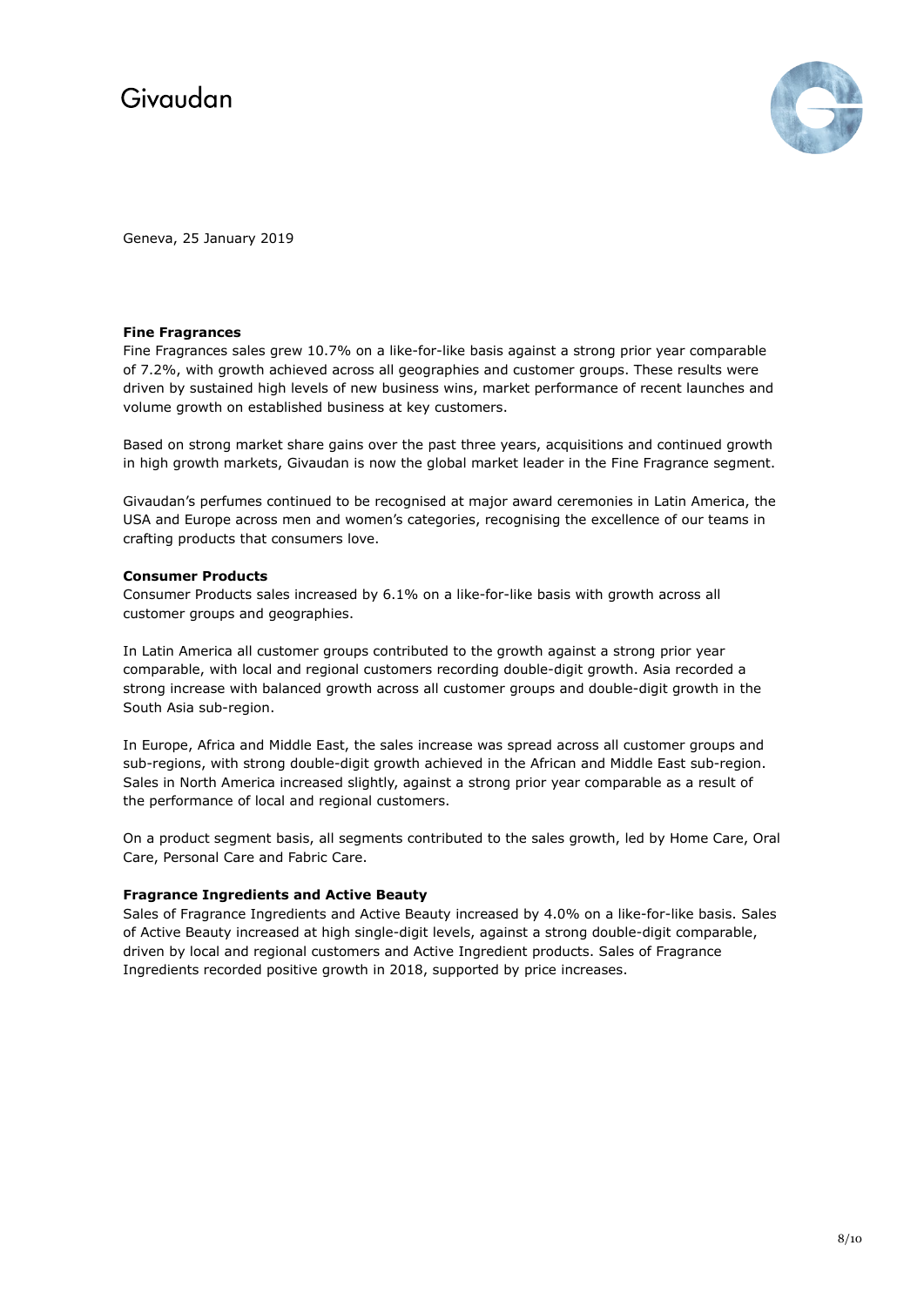Geneva, 25 January 2019

**Fine Fragrances**

Fine Fragrances sales grew 10.7% on a like-for-like basis against a strong prior year comparable of 7.2%, with growth achieved across all geographies and customer groups. These results were driven by sustained high levels of new business wins, market performance of recent launches and volume growth on established business at key customers.

Based on strong market share gains over the past three years, acquisitions and continued growth in high growth markets, Givaudan is now the global market leader in the Fine Fragrance segment.

Givaudan's perfumes continued to be recognised at major award ceremonies in Latin America, the USA and Europe across men and women's categories, recognising the excellence of our teams in crafting products that consumers love.

**Consumer Products**

Consumer Products sales increased by 6.1% on a like-for-like basis with growth across all customer groups and geographies.

In Latin America all customer groups contributed to the growth against a strong prior year comparable, with local and regional customers recording double-digit growth. Asia recorded a strong increase with balanced growth across all customer groups and double-digit growth in the South Asia sub-region.

In Europe, Africa and Middle East, the sales increase was spread across all customer groups and sub-regions, with strong double-digit growth achieved in the African and Middle East sub-region. Sales in North America increased slightly, against a strong prior year comparable as a result of the performance of local and regional customers.

On a product segment basis, all segments contributed to the sales growth, led by Home Care, Oral Care, Personal Care and Fabric Care.

**Fragrance Ingredients and Active Beauty**

Sales of Fragrance Ingredients and Active Beauty increased by 4.0% on a like-for-like basis. Sales of Active Beauty increased at high single-digit levels, against a strong double-digit comparable, driven by local and regional customers and Active Ingredient products. Sales of Fragrance Ingredients recorded positive growth in 2018, supported by price increases.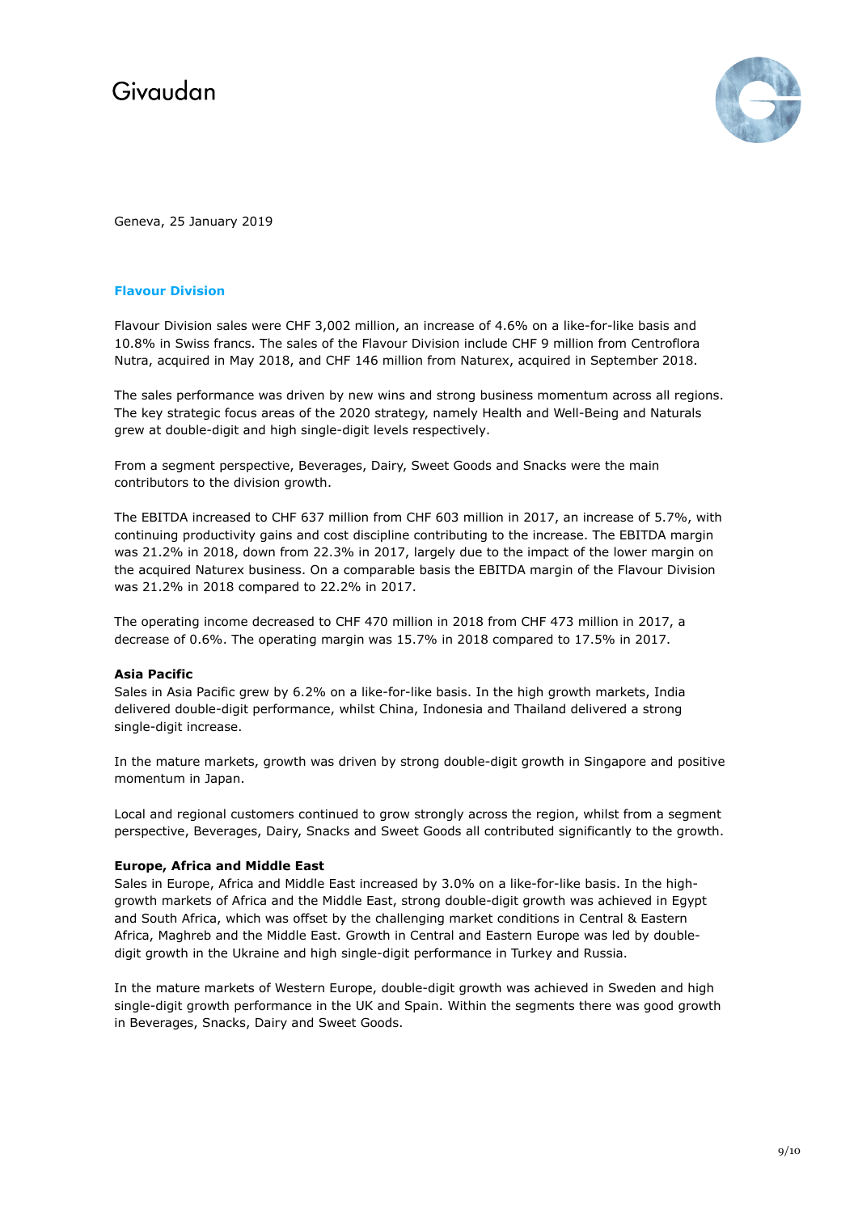Givaudan

Geneva, 25 January 2019

## Flavour Division

Flavour Division sales were CHF 3,002 million, an increase of 4.6% on a like-for-like basis and 10.8% in Swiss francs. The sales of the Flavour Division include CHF 9 million from Centroflora Nutra, acquired in May 2018, and CHF 146 million from Naturex, acquired in September 2018.

The sales performance was driven by new wins and strong business momentum across all regions. The key strategic focus areas of the 2020 strategy, namely Health and Well-Being and Naturals grew at double-digit and high single-digit levels respectively.

From a segment perspective, Beverages, Dairy, Sweet Goods and Snacks were the main contributors to the division growth.

The EBITDA increased to CHF 637 million from CHF 603 million in 2017, an increase of 5.7%, with continuing productivity gains and cost discipline contributing to the increase. The EBITDA margin was 21.2% in 2018, down from 22.3% in 2017, largely due to the impact of the lower margin on the acquired Naturex business. On a comparable basis the EBITDA margin of the Flavour Division was 21.2% in 2018 compared to 22.2% in 2017.

The operating income decreased to CHF 470 million in 2018 from CHF 473 million in 2017, a decrease of 0.6%. The operating margin was 15.7% in 2018 compared to 17.5% in 2017.

### Asia Pacific

Sales in Asia Pacific grew by 6.2% on a like-for-like basis. In the high growth markets, India delivered double-digit performance, whilst China, Indonesia and Thailand delivered a strong single-digit increase.

In the mature markets, growth was driven by strong double-digit growth in Singapore and positive momentum in Japan.

Local and regional customers continued to grow strongly across the region, whilst from a segment perspective, Beverages, Dairy, Snacks and Sweet Goods all contributed significantly to the growth.

### Europe, Africa and Middle East

Sales in Europe, Africa and Middle East increased by 3.0% on a like-for-like basis. In the high-growth markets of Africa and the Middle East, strong double-digit growth was achieved in Egypt and South Africa, which was offset by the challenging market conditions in Central & Eastern Africa, Maghreb and the Middle East. Growth in Central and Eastern Europe was led by double-digit growth in the Ukraine and high single-digit performance in Turkey and Russia.

In the mature markets of Western Europe, double-digit growth was achieved in Sweden and high single-digit growth performance in the UK and Spain. Within the segments there was good growth in Beverages, Snacks, Dairy and Sweet Goods.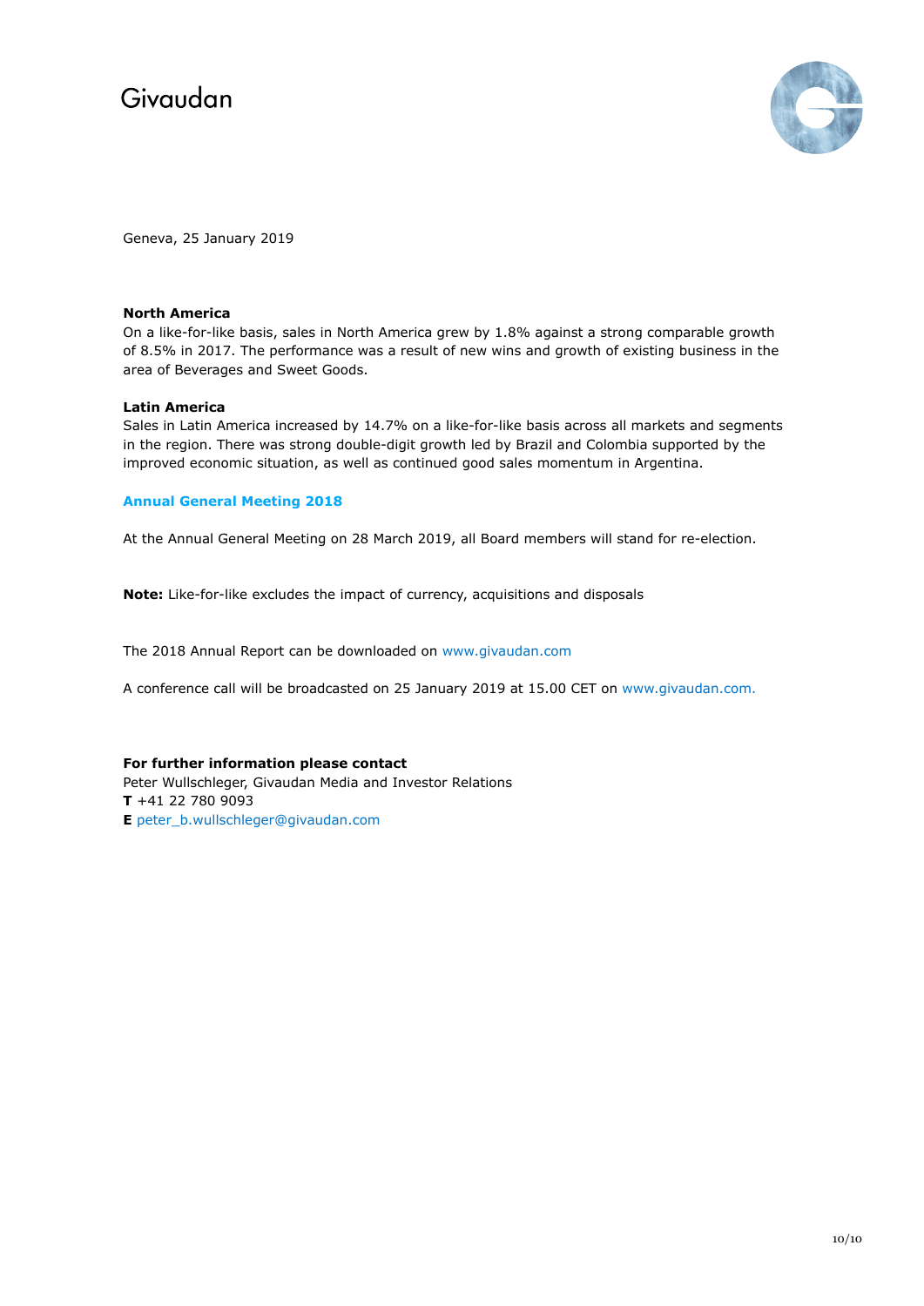Givaudan

Geneva, 25 January 2019

**North America**
On a like-for-like basis, sales in North America grew by 1.8% against a strong comparable growth of 8.5% in 2017. The performance was a result of new wins and growth of existing business in the area of Beverages and Sweet Goods.

**Latin America**
Sales in Latin America increased by 14.7% on a like-for-like basis across all markets and segments in the region. There was strong double-digit growth led by Brazil and Colombia supported by the improved economic situation, as well as continued good sales momentum in Argentina.

## Annual General Meeting 2018

At the Annual General Meeting on 28 March 2019, all Board members will stand for re-election.

**Note:** Like-for-like excludes the impact of currency, acquisitions and disposals

The 2018 Annual Report can be downloaded on www.givaudan.com

A conference call will be broadcasted on 25 January 2019 at 15.00 CET on www.givaudan.com.

**For further information please contact**
Peter Wullschleger, Givaudan Media and Investor Relations
**T** +41 22 780 9093
**E** peter_b.wullschleger@givaudan.com